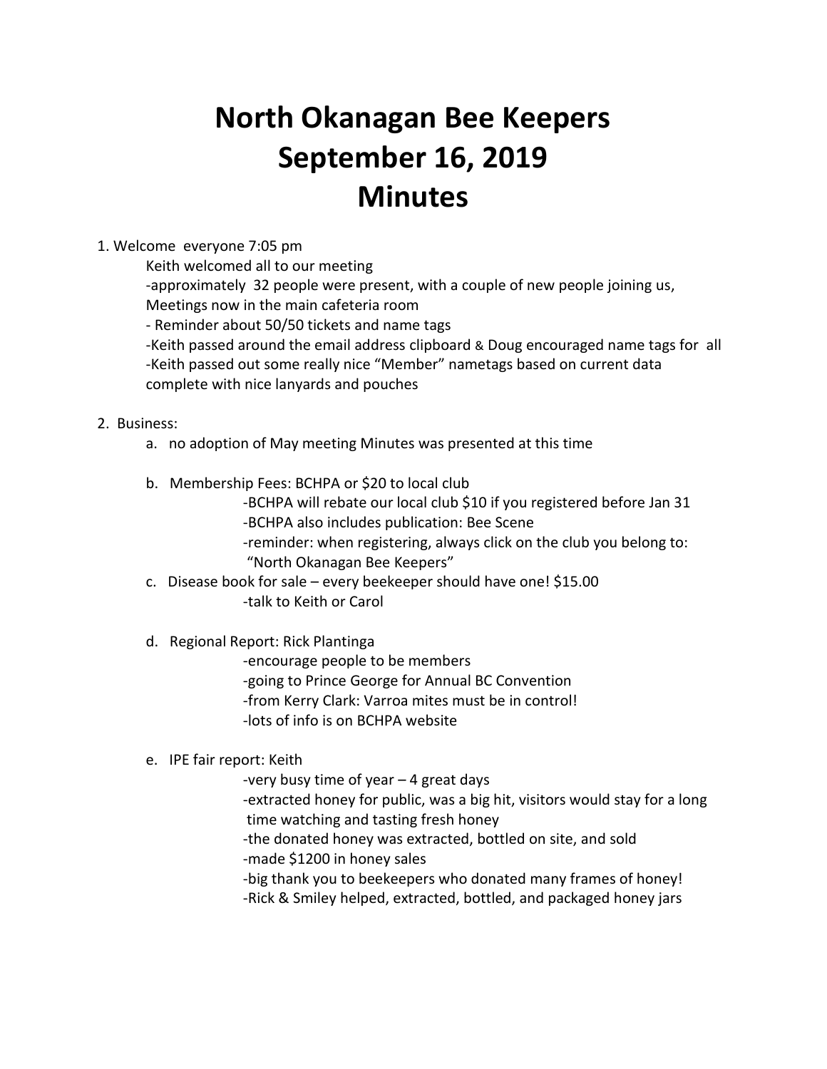# North Okanagan Bee Keepers
# September 16, 2019
# Minutes

1. Welcome everyone 7:05 pm
   
   Keith welcomed all to our meeting
   
   -approximately 32 people were present, with a couple of new people joining us, Meetings now in the main cafeteria room
   
   - Reminder about 50/50 tickets and name tags
   
   -Keith passed around the email address clipboard & Doug encouraged name tags for all
   
   -Keith passed out some really nice "Member" nametags based on current data complete with nice lanyards and pouches

2. Business:
   a. no adoption of May meeting Minutes was presented at this time
   
   b. Membership Fees: BCHPA or $20 to local club
      
      -BCHPA will rebate our local club $10 if you registered before Jan 31
      
      -BCHPA also includes publication: Bee Scene
      
      -reminder: when registering, always click on the club you belong to: "North Okanagan Bee Keepers"
   
   c. Disease book for sale – every beekeeper should have one! $15.00
      
      -talk to Keith or Carol
   
   d. Regional Report: Rick Plantinga
      
      -encourage people to be members
      
      -going to Prince George for Annual BC Convention
      
      -from Kerry Clark: Varroa mites must be in control!
      
      -lots of info is on BCHPA website
   
   e. IPE fair report: Keith
      
      -very busy time of year – 4 great days
      
      -extracted honey for public, was a big hit, visitors would stay for a long time watching and tasting fresh honey
      
      -the donated honey was extracted, bottled on site, and sold
      
      -made $1200 in honey sales
      
      -big thank you to beekeepers who donated many frames of honey!
      
      -Rick & Smiley helped, extracted, bottled, and packaged honey jars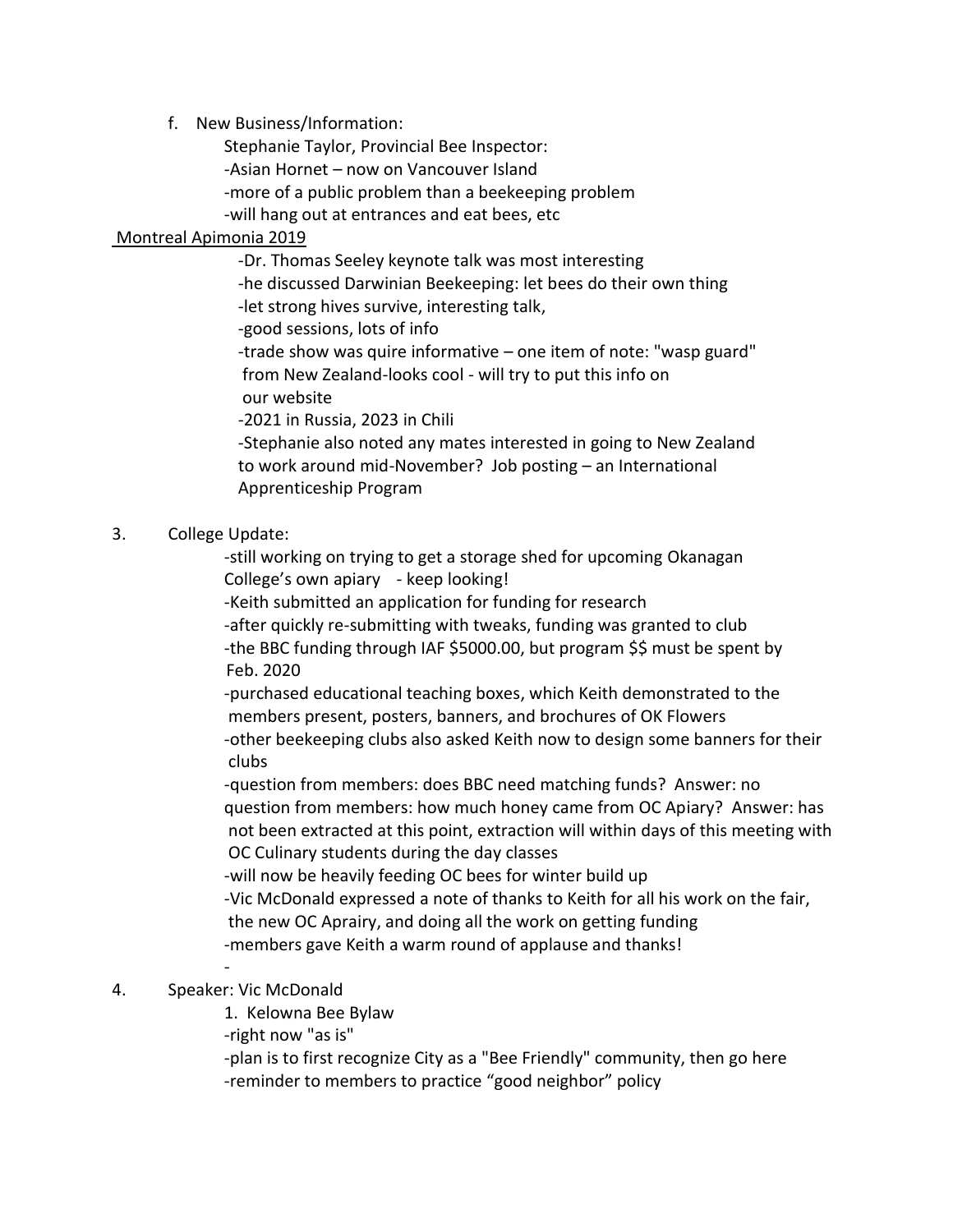f. New Business/Information:

Stephanie Taylor, Provincial Bee Inspector:

-Asian Hornet – now on Vancouver Island

-more of a public problem than a beekeeping problem

-will hang out at entrances and eat bees, etc

<u>Montreal Apimonia 2019</u>

-Dr. Thomas Seeley keynote talk was most interesting

-he discussed Darwinian Beekeeping: let bees do their own thing

-let strong hives survive, interesting talk,

-good sessions, lots of info

-trade show was quire informative – one item of note: "wasp guard" from New Zealand-looks cool - will try to put this info on our website

-2021 in Russia, 2023 in Chili

-Stephanie also noted any mates interested in going to New Zealand to work around mid-November? Job posting – an International Apprenticeship Program

3. College Update:

-still working on trying to get a storage shed for upcoming Okanagan College's own apiary - keep looking!

-Keith submitted an application for funding for research

-after quickly re-submitting with tweaks, funding was granted to club

-the BBC funding through IAF $5000.00, but program $$ must be spent by Feb. 2020

-purchased educational teaching boxes, which Keith demonstrated to the members present, posters, banners, and brochures of OK Flowers

-other beekeeping clubs also asked Keith now to design some banners for their clubs

-question from members: does BBC need matching funds? Answer: no

question from members: how much honey came from OC Apiary? Answer: has not been extracted at this point, extraction will within days of this meeting with OC Culinary students during the day classes

-will now be heavily feeding OC bees for winter build up

-Vic McDonald expressed a note of thanks to Keith for all his work on the fair, the new OC Aprairy, and doing all the work on getting funding

-members gave Keith a warm round of applause and thanks!

-

4. Speaker: Vic McDonald

1. Kelowna Bee Bylaw

-right now "as is"

-plan is to first recognize City as a "Bee Friendly" community, then go here

-reminder to members to practice "good neighbor" policy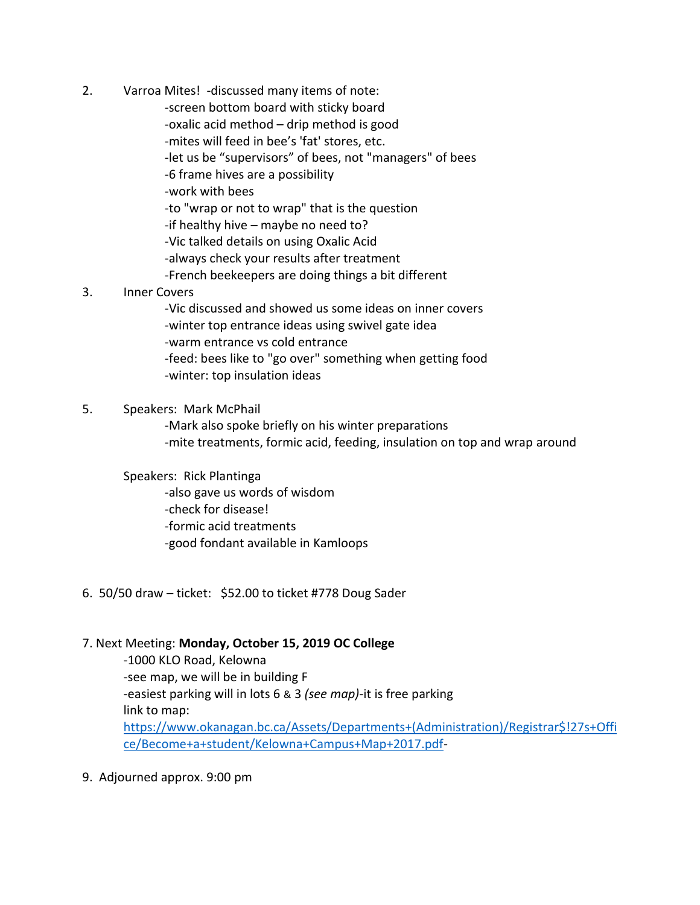2. Varroa Mites! -discussed many items of note:
   - -screen bottom board with sticky board
   - -oxalic acid method – drip method is good
   - -mites will feed in bee's 'fat' stores, etc.
   - -let us be "supervisors" of bees, not "managers" of bees
   - -6 frame hives are a possibility
   - -work with bees
   - -to "wrap or not to wrap" that is the question
   - -if healthy hive – maybe no need to?
   - -Vic talked details on using Oxalic Acid
   - -always check your results after treatment
   - -French beekeepers are doing things a bit different
3. Inner Covers
   - -Vic discussed and showed us some ideas on inner covers
   - -winter top entrance ideas using swivel gate idea
   - -warm entrance vs cold entrance
   - -feed: bees like to "go over" something when getting food
   - -winter: top insulation ideas

5. Speakers: Mark McPhail
   - -Mark also spoke briefly on his winter preparations
   - -mite treatments, formic acid, feeding, insulation on top and wrap around

   Speakers: Rick Plantinga
   - -also gave us words of wisdom
   - -check for disease!
   - -formic acid treatments
   - -good fondant available in Kamloops

6. 50/50 draw – ticket: $52.00 to ticket #778 Doug Sader

7. Next Meeting: **Monday, October 15, 2019 OC College**
   - -1000 KLO Road, Kelowna
   - -see map, we will be in building F
   - -easiest parking will in lots 6 & 3 *(see map)*-it is free parking
   - link to map: [https://www.okanagan.bc.ca/Assets/Departments+(Administration)/Registrar$!27s+Office/Become+a+student/Kelowna+Campus+Map+2017.pdf](https://www.okanagan.bc.ca/Assets/Departments+(Administration)/Registrar$!27s+Office/Become+a+student/Kelowna+Campus+Map+2017.pdf)-

9. Adjourned approx. 9:00 pm